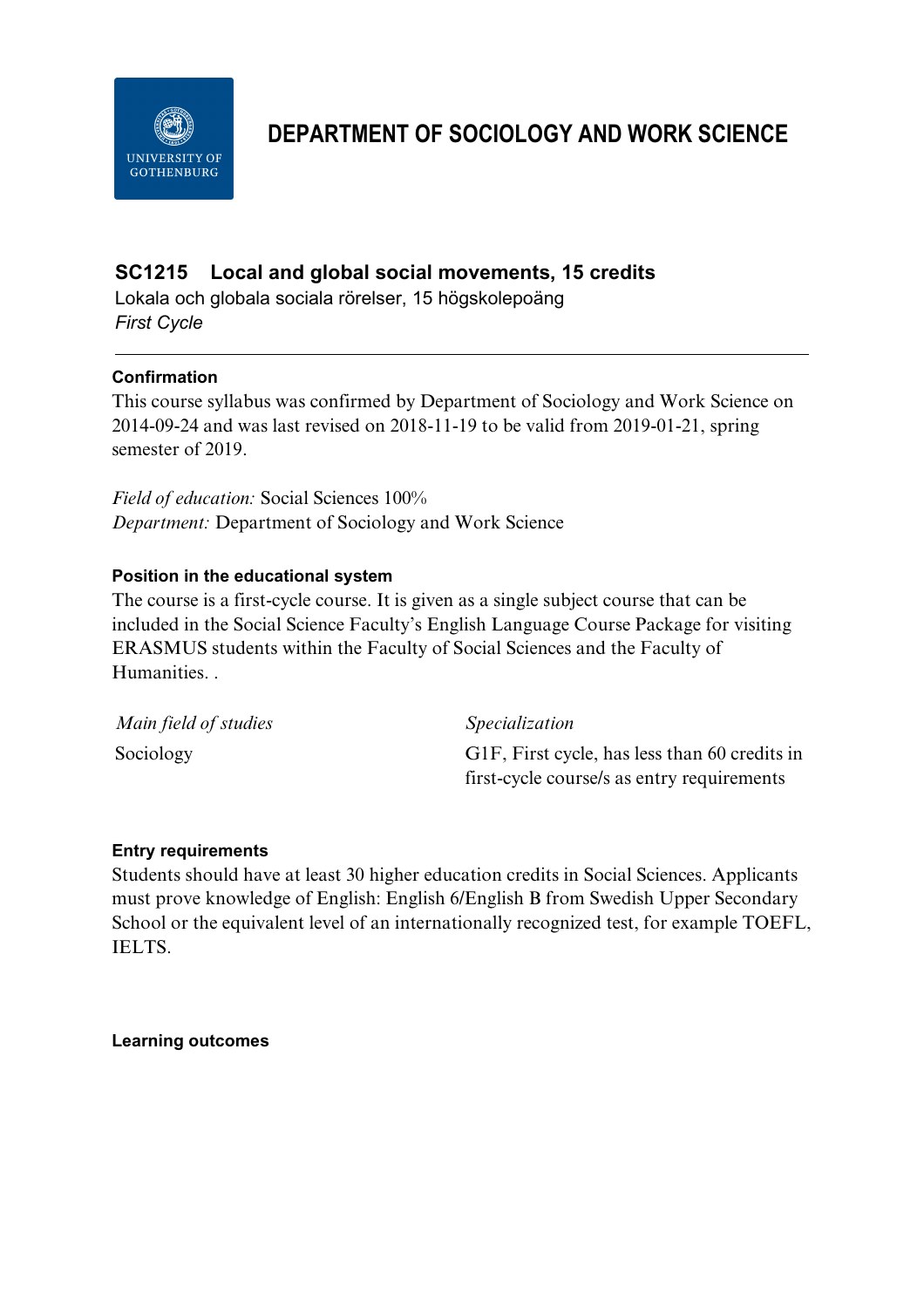# DEPARTMENT OF SOCIOLOGY AND WORK SCIENCE

## SC1215 Local and global social movements, 15 credits

Lokala och globala sociala rörelser, 15 högskolepoäng

*First Cycle*

---

### Confirmation

This course syllabus was confirmed by Department of Sociology and Work Science on 2014-09-24 and was last revised on 2018-11-19 to be valid from 2019-01-21, spring semester of 2019.

*Field of education:* Social Sciences 100%
*Department:* Department of Sociology and Work Science

### Position in the educational system

The course is a first-cycle course. It is given as a single subject course that can be included in the Social Science Faculty's English Language Course Package for visiting ERASMUS students within the Faculty of Social Sciences and the Faculty of Humanities. .

| *Main field of studies* | *Specialization* |
| --- | --- |
| Sociology | G1F, First cycle, has less than 60 credits in first-cycle course/s as entry requirements |

### Entry requirements

Students should have at least 30 higher education credits in Social Sciences. Applicants must prove knowledge of English: English 6/English B from Swedish Upper Secondary School or the equivalent level of an internationally recognized test, for example TOEFL, IELTS.

### Learning outcomes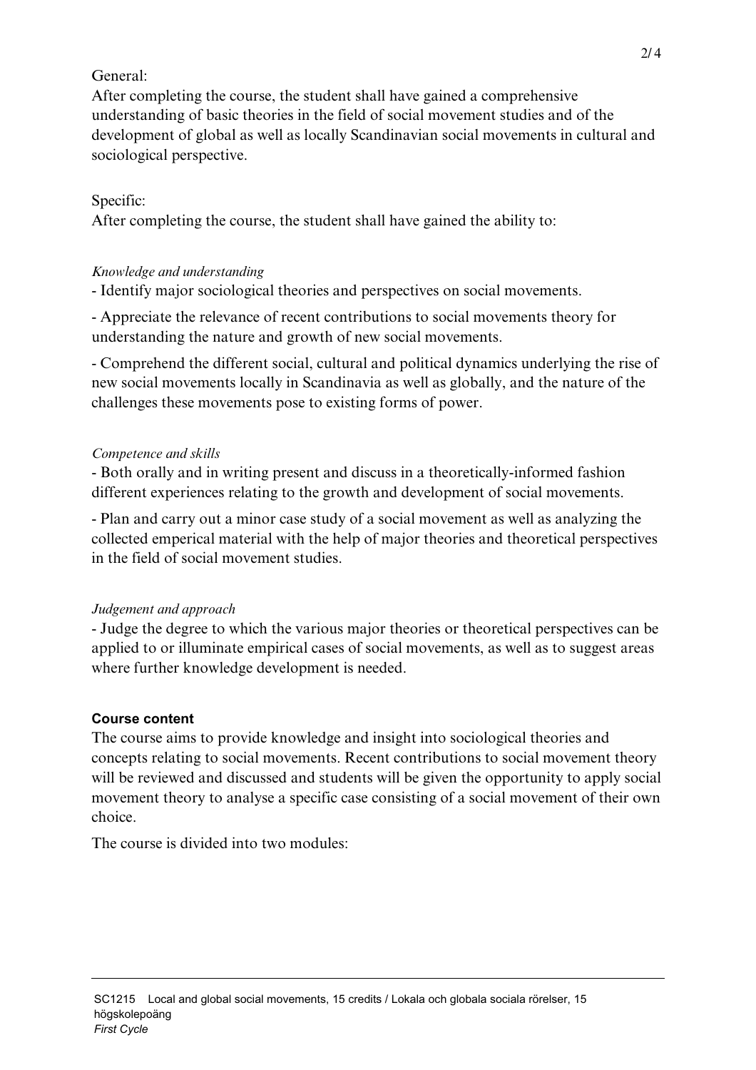General:
After completing the course, the student shall have gained a comprehensive understanding of basic theories in the field of social movement studies and of the development of global as well as locally Scandinavian social movements in cultural and sociological perspective.

Specific:
After completing the course, the student shall have gained the ability to:

*Knowledge and understanding*

- Identify major sociological theories and perspectives on social movements.
- Appreciate the relevance of recent contributions to social movements theory for understanding the nature and growth of new social movements.
- Comprehend the different social, cultural and political dynamics underlying the rise of new social movements locally in Scandinavia as well as globally, and the nature of the challenges these movements pose to existing forms of power.

*Competence and skills*

- Both orally and in writing present and discuss in a theoretically-informed fashion different experiences relating to the growth and development of social movements.
- Plan and carry out a minor case study of a social movement as well as analyzing the collected emperical material with the help of major theories and theoretical perspectives in the field of social movement studies.

*Judgement and approach*

- Judge the degree to which the various major theories or theoretical perspectives can be applied to or illuminate empirical cases of social movements, as well as to suggest areas where further knowledge development is needed.

**Course content**

The course aims to provide knowledge and insight into sociological theories and concepts relating to social movements. Recent contributions to social movement theory will be reviewed and discussed and students will be given the opportunity to apply social movement theory to analyse a specific case consisting of a social movement of their own choice.

The course is divided into two modules: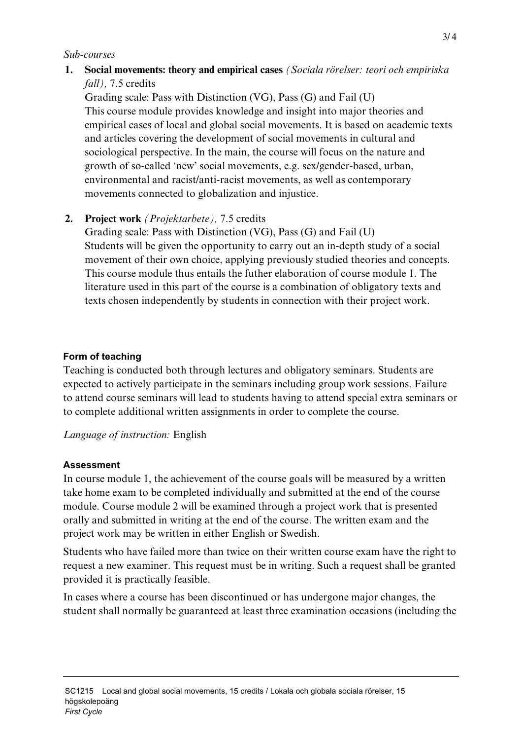*Sub-courses*

1. **Social movements: theory and empirical cases** *(Sociala rörelser: teori och empiriska fall),* 7.5 credits
   Grading scale: Pass with Distinction (VG), Pass (G) and Fail (U)
   This course module provides knowledge and insight into major theories and empirical cases of local and global social movements. It is based on academic texts and articles covering the development of social movements in cultural and sociological perspective. In the main, the course will focus on the nature and growth of so-called 'new' social movements, e.g. sex/gender-based, urban, environmental and racist/anti-racist movements, as well as contemporary movements connected to globalization and injustice.

2. **Project work** *(Projektarbete),* 7.5 credits
   Grading scale: Pass with Distinction (VG), Pass (G) and Fail (U)
   Students will be given the opportunity to carry out an in-depth study of a social movement of their own choice, applying previously studied theories and concepts. This course module thus entails the futher elaboration of course module 1. The literature used in this part of the course is a combination of obligatory texts and texts chosen independently by students in connection with their project work.

### Form of teaching

Teaching is conducted both through lectures and obligatory seminars. Students are expected to actively participate in the seminars including group work sessions. Failure to attend course seminars will lead to students having to attend special extra seminars or to complete additional written assignments in order to complete the course.

*Language of instruction:* English

### Assessment

In course module 1, the achievement of the course goals will be measured by a written take home exam to be completed individually and submitted at the end of the course module. Course module 2 will be examined through a project work that is presented orally and submitted in writing at the end of the course. The written exam and the project work may be written in either English or Swedish.

Students who have failed more than twice on their written course exam have the right to request a new examiner. This request must be in writing. Such a request shall be granted provided it is practically feasible.

In cases where a course has been discontinued or has undergone major changes, the student shall normally be guaranteed at least three examination occasions (including the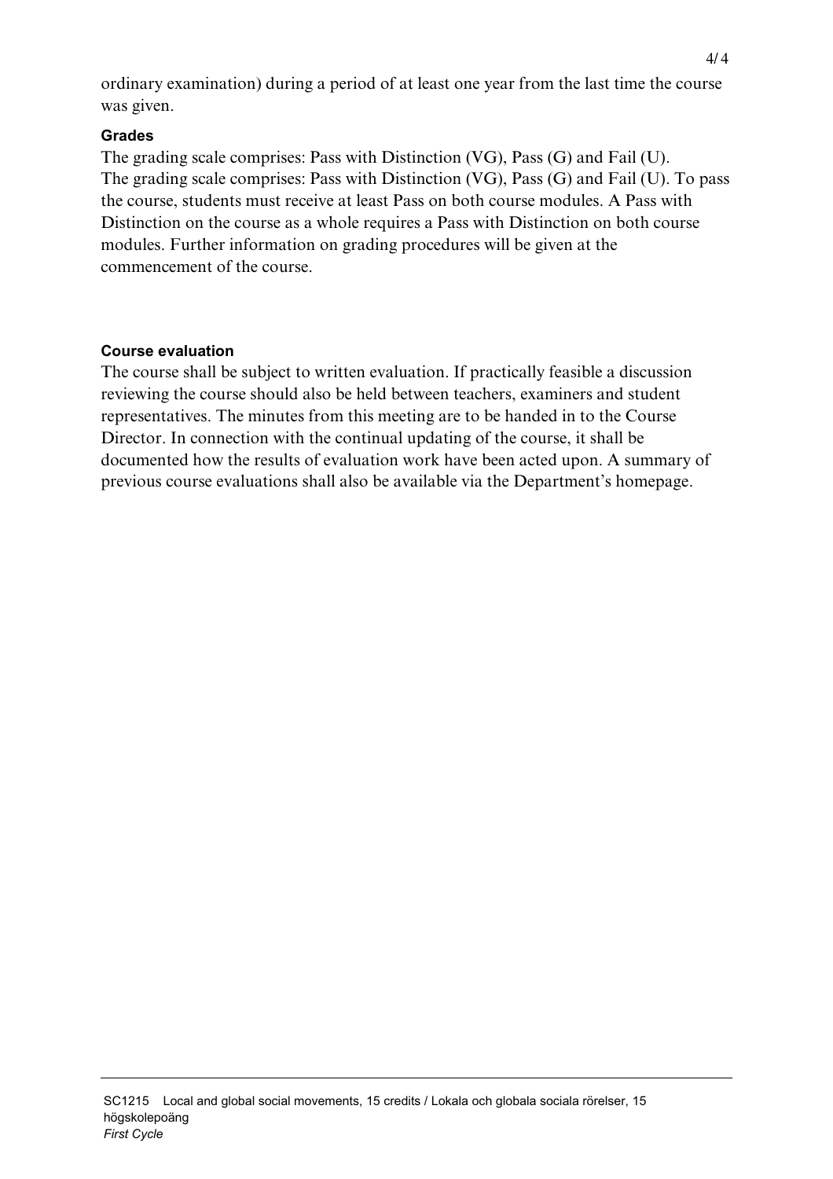ordinary examination) during a period of at least one year from the last time the course was given.

### Grades

The grading scale comprises: Pass with Distinction (VG), Pass (G) and Fail (U).
The grading scale comprises: Pass with Distinction (VG), Pass (G) and Fail (U). To pass the course, students must receive at least Pass on both course modules. A Pass with Distinction on the course as a whole requires a Pass with Distinction on both course modules. Further information on grading procedures will be given at the commencement of the course.

### Course evaluation

The course shall be subject to written evaluation. If practically feasible a discussion reviewing the course should also be held between teachers, examiners and student representatives. The minutes from this meeting are to be handed in to the Course Director. In connection with the continual updating of the course, it shall be documented how the results of evaluation work have been acted upon. A summary of previous course evaluations shall also be available via the Department's homepage.